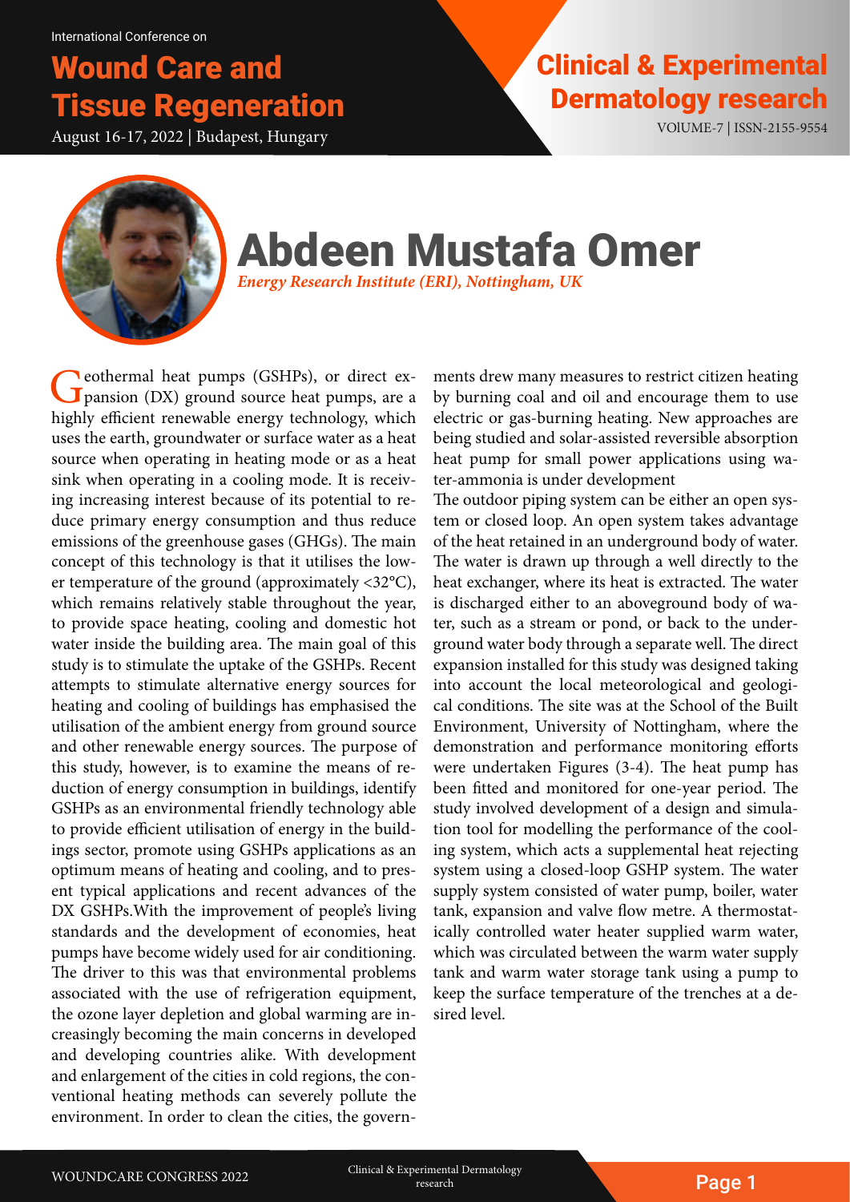# Abdeen Mustafa Omer

***Energy Research Institute (ERI), Nottingham, UK***

Geothermal heat pumps (GSHPs), or direct expansion (DX) ground source heat pumps, are a highly efficient renewable energy technology, which uses the earth, groundwater or surface water as a heat source when operating in heating mode or as a heat sink when operating in a cooling mode. It is receiving increasing interest because of its potential to reduce primary energy consumption and thus reduce emissions of the greenhouse gases (GHGs). The main concept of this technology is that it utilises the lower temperature of the ground (approximately <32°C), which remains relatively stable throughout the year, to provide space heating, cooling and domestic hot water inside the building area. The main goal of this study is to stimulate the uptake of the GSHPs. Recent attempts to stimulate alternative energy sources for heating and cooling of buildings has emphasised the utilisation of the ambient energy from ground source and other renewable energy sources. The purpose of this study, however, is to examine the means of reduction of energy consumption in buildings, identify GSHPs as an environmental friendly technology able to provide efficient utilisation of energy in the buildings sector, promote using GSHPs applications as an optimum means of heating and cooling, and to present typical applications and recent advances of the DX GSHPs.With the improvement of people's living standards and the development of economies, heat pumps have become widely used for air conditioning. The driver to this was that environmental problems associated with the use of refrigeration equipment, the ozone layer depletion and global warming are increasingly becoming the main concerns in developed and developing countries alike. With development and enlargement of the cities in cold regions, the conventional heating methods can severely pollute the environment. In order to clean the cities, the governments drew many measures to restrict citizen heating by burning coal and oil and encourage them to use electric or gas-burning heating. New approaches are being studied and solar-assisted reversible absorption heat pump for small power applications using water-ammonia is under development

The outdoor piping system can be either an open system or closed loop. An open system takes advantage of the heat retained in an underground body of water. The water is drawn up through a well directly to the heat exchanger, where its heat is extracted. The water is discharged either to an aboveground body of water, such as a stream or pond, or back to the underground water body through a separate well. The direct expansion installed for this study was designed taking into account the local meteorological and geological conditions. The site was at the School of the Built Environment, University of Nottingham, where the demonstration and performance monitoring efforts were undertaken Figures (3-4). The heat pump has been fitted and monitored for one-year period. The study involved development of a design and simulation tool for modelling the performance of the cooling system, which acts a supplemental heat rejecting system using a closed-loop GSHP system. The water supply system consisted of water pump, boiler, water tank, expansion and valve flow metre. A thermostatically controlled water heater supplied warm water, which was circulated between the warm water supply tank and warm water storage tank using a pump to keep the surface temperature of the trenches at a desired level.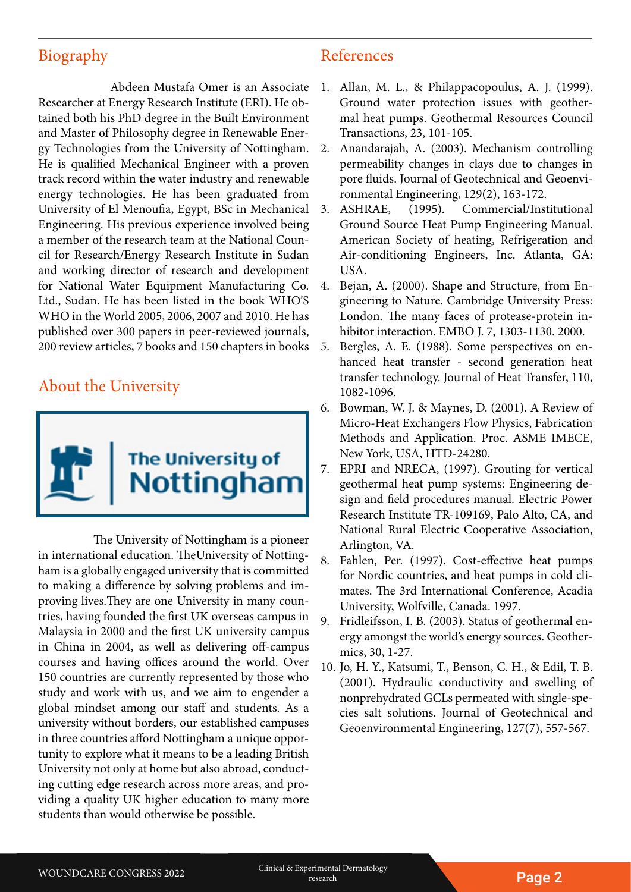## Biography

Abdeen Mustafa Omer is an Associate Researcher at Energy Research Institute (ERI). He obtained both his PhD degree in the Built Environment and Master of Philosophy degree in Renewable Energy Technologies from the University of Nottingham. He is qualified Mechanical Engineer with a proven track record within the water industry and renewable energy technologies. He has been graduated from University of El Menoufia, Egypt, BSc in Mechanical Engineering. His previous experience involved being a member of the research team at the National Council for Research/Energy Research Institute in Sudan and working director of research and development for National Water Equipment Manufacturing Co. Ltd., Sudan. He has been listed in the book WHO'S WHO in the World 2005, 2006, 2007 and 2010. He has published over 300 papers in peer-reviewed journals, 200 review articles, 7 books and 150 chapters in books

## About the University

The University of Nottingham

The University of Nottingham is a pioneer in international education. TheUniversity of Nottingham is a globally engaged university that is committed to making a difference by solving problems and improving lives.They are one University in many countries, having founded the first UK overseas campus in Malaysia in 2000 and the first UK university campus in China in 2004, as well as delivering off-campus courses and having offices around the world. Over 150 countries are currently represented by those who study and work with us, and we aim to engender a global mindset among our staff and students. As a university without borders, our established campuses in three countries afford Nottingham a unique opportunity to explore what it means to be a leading British University not only at home but also abroad, conducting cutting edge research across more areas, and providing a quality UK higher education to many more students than would otherwise be possible.

## References

1. Allan, M. L., & Philappacopoulus, A. J. (1999). Ground water protection issues with geothermal heat pumps. Geothermal Resources Council Transactions, 23, 101-105.
2. Anandarajah, A. (2003). Mechanism controlling permeability changes in clays due to changes in pore fluids. Journal of Geotechnical and Geoenvironmental Engineering, 129(2), 163-172.
3. ASHRAE, (1995). Commercial/Institutional Ground Source Heat Pump Engineering Manual. American Society of heating, Refrigeration and Air-conditioning Engineers, Inc. Atlanta, GA: USA.
4. Bejan, A. (2000). Shape and Structure, from Engineering to Nature. Cambridge University Press: London. The many faces of protease-protein inhibitor interaction. EMBO J. 7, 1303-1130. 2000.
5. Bergles, A. E. (1988). Some perspectives on enhanced heat transfer - second generation heat transfer technology. Journal of Heat Transfer, 110, 1082-1096.
6. Bowman, W. J. & Maynes, D. (2001). A Review of Micro-Heat Exchangers Flow Physics, Fabrication Methods and Application. Proc. ASME IMECE, New York, USA, HTD-24280.
7. EPRI and NRECA, (1997). Grouting for vertical geothermal heat pump systems: Engineering design and field procedures manual. Electric Power Research Institute TR-109169, Palo Alto, CA, and National Rural Electric Cooperative Association, Arlington, VA.
8. Fahlen, Per. (1997). Cost-effective heat pumps for Nordic countries, and heat pumps in cold climates. The 3rd International Conference, Acadia University, Wolfville, Canada. 1997.
9. Fridleifsson, I. B. (2003). Status of geothermal energy amongst the world's energy sources. Geothermics, 30, 1-27.
10. Jo, H. Y., Katsumi, T., Benson, C. H., & Edil, T. B. (2001). Hydraulic conductivity and swelling of nonprehydrated GCLs permeated with single-species salt solutions. Journal of Geotechnical and Geoenvironmental Engineering, 127(7), 557-567.